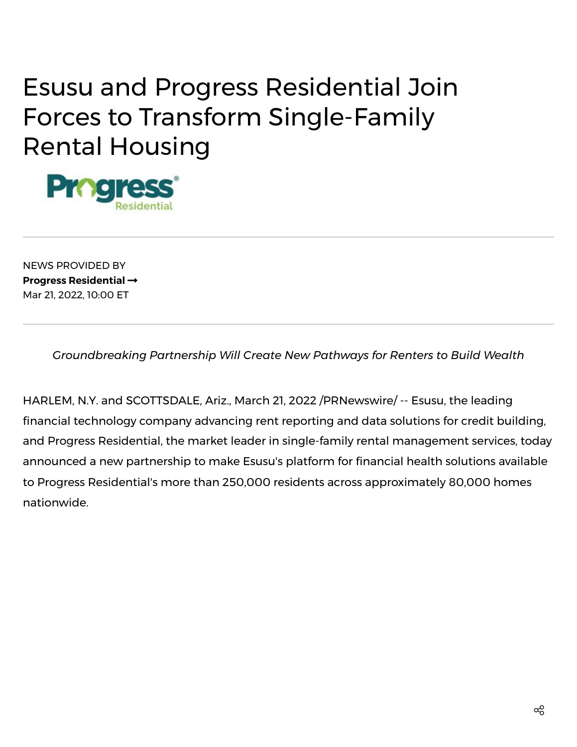# Esusu and Progress Residential Join Forces to Transform Single-Family Rental Housing

---

NEWS PROVIDED BY
**Progress Residential →**
Mar 21, 2022, 10:00 ET

---

*Groundbreaking Partnership Will Create New Pathways for Renters to Build Wealth*

HARLEM, N.Y. and SCOTTSDALE, Ariz., March 21, 2022 /PRNewswire/ -- Esusu, the leading financial technology company advancing rent reporting and data solutions for credit building, and Progress Residential, the market leader in single-family rental management services, today announced a new partnership to make Esusu's platform for financial health solutions available to Progress Residential's more than 250,000 residents across approximately 80,000 homes nationwide.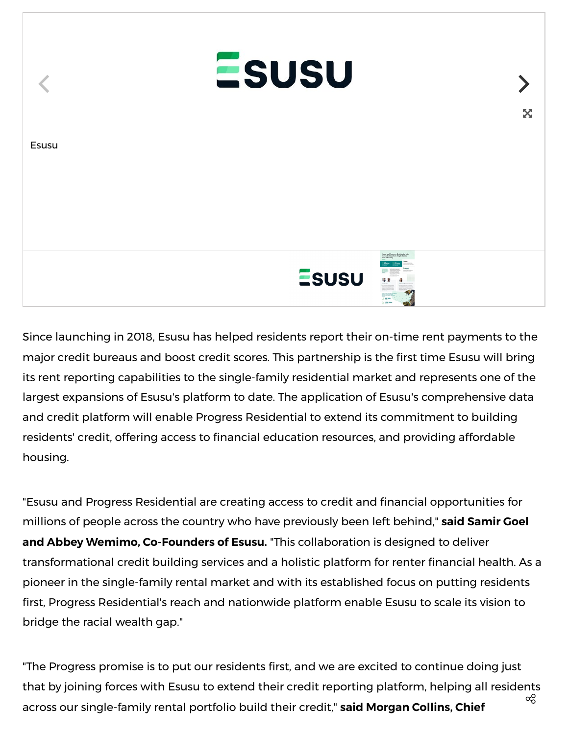Esusu

Since launching in 2018, Esusu has helped residents report their on-time rent payments to the major credit bureaus and boost credit scores. This partnership is the first time Esusu will bring its rent reporting capabilities to the single-family residential market and represents one of the largest expansions of Esusu's platform to date. The application of Esusu's comprehensive data and credit platform will enable Progress Residential to extend its commitment to building residents' credit, offering access to financial education resources, and providing affordable housing.

"Esusu and Progress Residential are creating access to credit and financial opportunities for millions of people across the country who have previously been left behind," **said Samir Goel and Abbey Wemimo, Co-Founders of Esusu.** "This collaboration is designed to deliver transformational credit building services and a holistic platform for renter financial health. As a pioneer in the single-family rental market and with its established focus on putting residents first, Progress Residential's reach and nationwide platform enable Esusu to scale its vision to bridge the racial wealth gap."

"The Progress promise is to put our residents first, and we are excited to continue doing just that by joining forces with Esusu to extend their credit reporting platform, helping all residents across our single-family rental portfolio build their credit," **said Morgan Collins, Chief**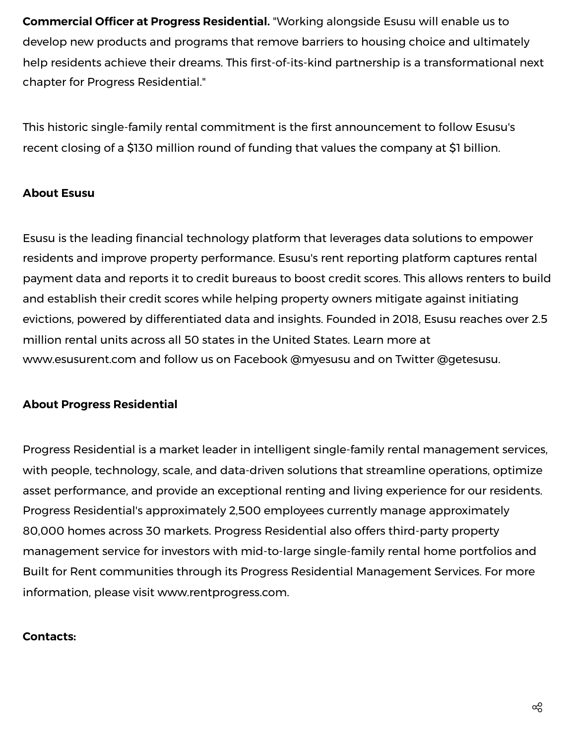**Commercial Officer at Progress Residential.** "Working alongside Esusu will enable us to develop new products and programs that remove barriers to housing choice and ultimately help residents achieve their dreams. This first-of-its-kind partnership is a transformational next chapter for Progress Residential."

This historic single-family rental commitment is the first announcement to follow Esusu's recent closing of a $130 million round of funding that values the company at $1 billion.

**About Esusu**

Esusu is the leading financial technology platform that leverages data solutions to empower residents and improve property performance. Esusu's rent reporting platform captures rental payment data and reports it to credit bureaus to boost credit scores. This allows renters to build and establish their credit scores while helping property owners mitigate against initiating evictions, powered by differentiated data and insights. Founded in 2018, Esusu reaches over 2.5 million rental units across all 50 states in the United States. Learn more at www.esusurent.com and follow us on Facebook @myesusu and on Twitter @getesusu.

**About Progress Residential**

Progress Residential is a market leader in intelligent single-family rental management services, with people, technology, scale, and data-driven solutions that streamline operations, optimize asset performance, and provide an exceptional renting and living experience for our residents. Progress Residential's approximately 2,500 employees currently manage approximately 80,000 homes across 30 markets. Progress Residential also offers third-party property management service for investors with mid-to-large single-family rental home portfolios and Built for Rent communities through its Progress Residential Management Services. For more information, please visit www.rentprogress.com.

**Contacts:**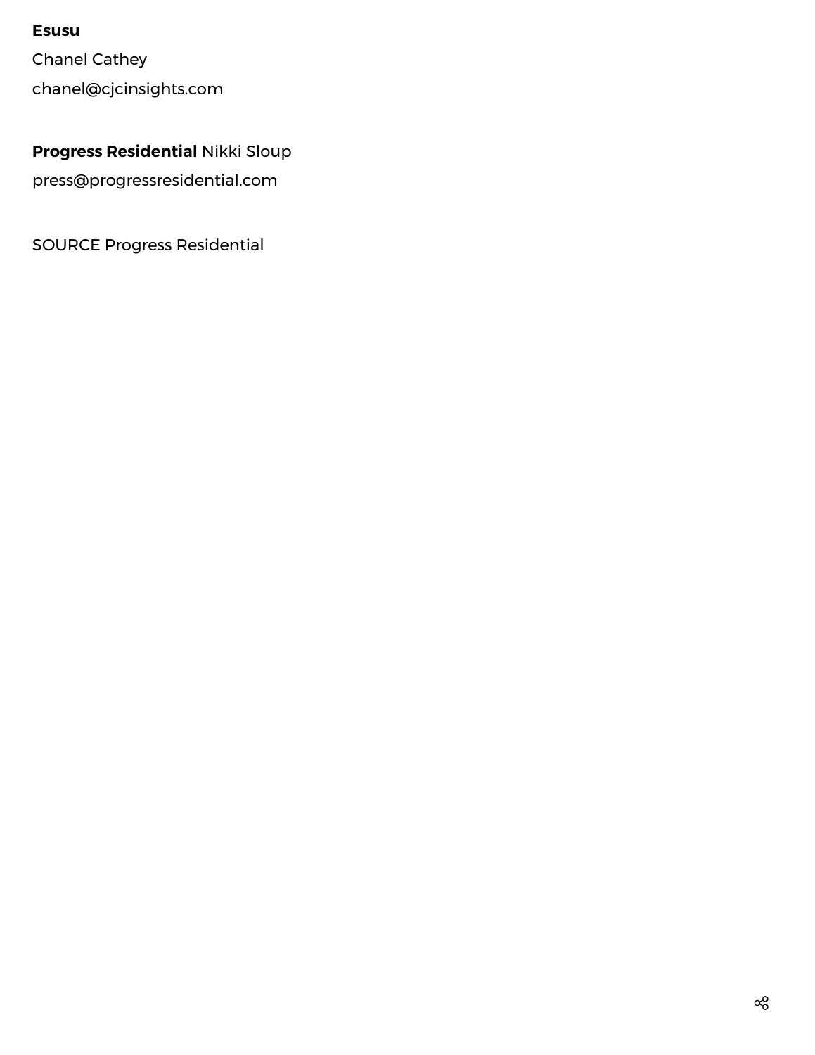**Esusu**

Chanel Cathey

chanel@cjcinsights.com

**Progress Residential** Nikki Sloup

press@progressresidential.com

SOURCE Progress Residential